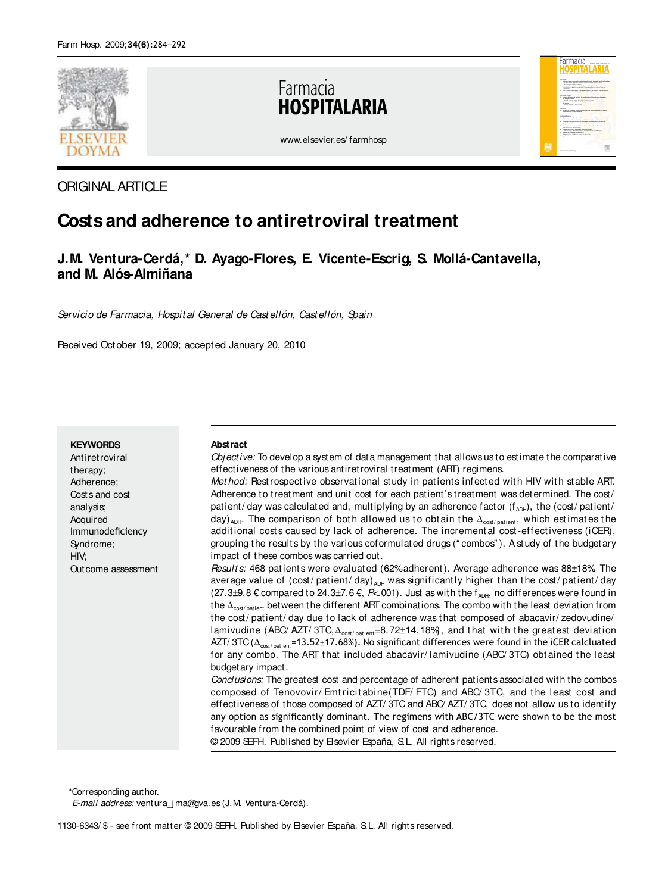ORIGINAL ARTICLE

# Costs and adherence to antiretroviral treatment

**J.M. Ventura-Cerdá,\* D. Ayago-Flores, E. Vicente-Escrig, S. Mollá-Cantavella, and M. Alós-Almiñana**

*Servicio de Farmacia, Hospital General de Castellón, Castellón, Spain*

Received October 19, 2009; accepted January 20, 2010

**KEYWORDS**
Antiretroviral therapy;
Adherence;
Costs and cost analysis;
Acquired Immunodeficiency Syndrome;
HIV;
Outcome assessment

**Abstract**

*Objective:* To develop a system of data management that allows us to estimate the comparative effectiveness of the various antiretroviral treatment (ART) regimens.

*Method:* Restrospective observational study in patients infected with HIV with stable ART. Adherence to treatment and unit cost for each patient's treatment was determined. The cost/patient/day was calculated and, multiplying by an adherence factor ($f_{ADH}$), the (cost/patient/day)$_{ADH}$. The comparison of both allowed us to obtain the $\Delta_{cost/patient}$, which estimates the additional costs caused by lack of adherence. The incremental cost-effectiveness (iCER), grouping the results by the various coformulated drugs ("combos"). A study of the budgetary impact of these combos was carried out.

*Results:* 468 patients were evaluated (62% adherent). Average adherence was 88±18%. The average value of (cost/patient/day)$_{ADH}$ was significantly higher than the cost/patient/day (27.3±9.8 € compared to 24.3±7.6 €, $P<.001$). Just as with the $f_{ADH}$, no differences were found in the $\Delta_{cost/patient}$ between the different ART combinations. The combo with the least deviation from the cost/patient/day due to lack of adherence was that composed of abacavir/zedovudine/lamivudine (ABC/AZT/3TC, $\Delta_{cost/patient}$=8.72±14.18%), and that with the greatest deviation AZT/3TC ($\Delta_{cost/patient}$=13.52±17.68%). No significant differences were found in the iCER calcluated for any combo. The ART that included abacavir/lamivudine (ABC/3TC) obtained the least budgetary impact.

*Conclusions:* The greatest cost and percentage of adherent patients associated with the combos composed of Tenovovir/Emtricitabine(TDF/FTC) and ABC/3TC, and the least cost and effectiveness of those composed of AZT/3TC and ABC/AZT/3TC, does not allow us to identify any option as significantly dominant. The regimens with ABC/3TC were shown to be the most favourable from the combined point of view of cost and adherence.

© 2009 SEFH. Published by Elsevier España, S.L. All rights reserved.

\*Corresponding author.
*E-mail address:* ventura_jma@gva.es (J.M. Ventura-Cerdá).

1130-6343/$ - see front matter © 2009 SEFH. Published by Elsevier España, S.L. All rights reserved.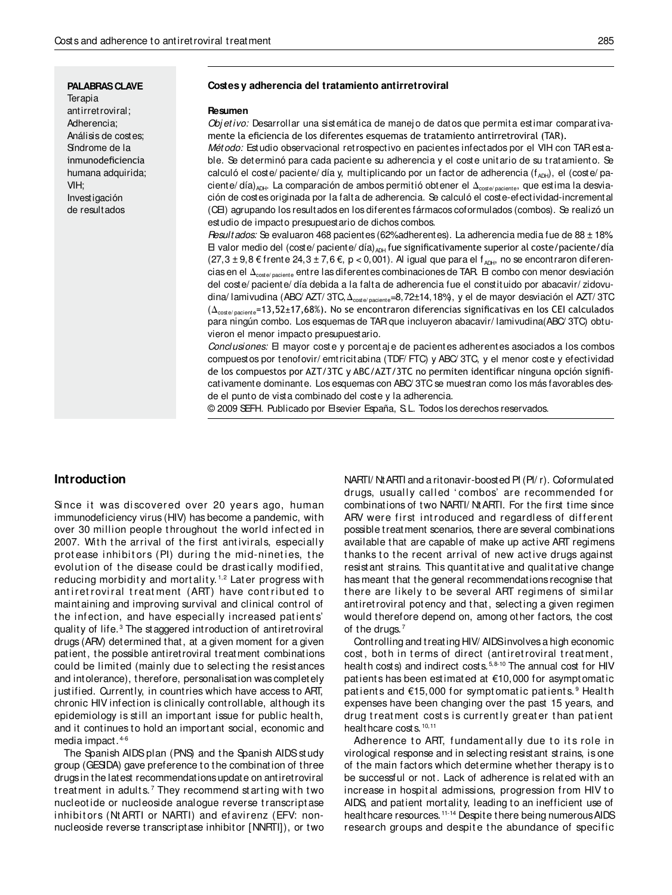**PALABRAS CLAVE**
Terapia antirretroviral;
Adherencia;
Análisis de costes;
Síndrome de la inmunodeficiencia humana adquirida;
VIH;
Investigación de resultados

**Costes y adherencia del tratamiento antirretroviral**

**Resumen**

*Objetivo:* Desarrollar una sistemática de manejo de datos que permita estimar comparativamente la eficiencia de los diferentes esquemas de tratamiento antirretroviral (TAR).

*Método:* Estudio observacional retrospectivo en pacientes infectados por el VIH con TAR estable. Se determinó para cada paciente su adherencia y el coste unitario de su tratamiento. Se calculó el coste/paciente/día y, multiplicando por un factor de adherencia ($f_{ADH}$), el (coste/paciente/día)$_{ADH}$. La comparación de ambos permitió obtener el $\Delta_{coste/paciente}$, que estima la desviación de costes originada por la falta de adherencia. Se calculó el coste-efectividad-incremental (CEI) agrupando los resultados en los diferentes fármacos coformulados (combos). Se realizó un estudio de impacto presupuestario de dichos combos.

*Resultados:* Se evaluaron 468 pacientes (62% adherentes). La adherencia media fue de 88 ± 18%. El valor medio del (coste/paciente/día)$_{ADH}$ fue significativamente superior al coste/paciente/día (27,3 ± 9,8 € frente 24,3 ± 7,6 €, $p < 0,001$). Al igual que para el $f_{ADH}$, no se encontraron diferencias en el $\Delta_{coste/paciente}$ entre las diferentes combinaciones de TAR. El combo con menor desviación del coste/paciente/día debida a la falta de adherencia fue el constituido por abacavir/zidovudina/lamivudina (ABC/AZT/3TC, $\Delta_{coste/paciente}$=8,72±14,18%), y el de mayor desviación el AZT/3TC ($\Delta_{coste/paciente}$=13,52±17,68%). No se encontraron diferencias significativas en los CEI calculados para ningún combo. Los esquemas de TAR que incluyeron abacavir/lamivudina(ABC/3TC) obtuvieron el menor impacto presupuestario.

*Conclusiones:* El mayor coste y porcentaje de pacientes adherentes asociados a los combos compuestos por tenofovir/emtricitabina (TDF/FTC) y ABC/3TC, y el menor coste y efectividad de los compuestos por AZT/3TC y ABC/AZT/3TC no permiten identificar ninguna opción significativamente dominante. Los esquemas con ABC/3TC se muestran como los más favorables desde el punto de vista combinado del coste y la adherencia.

© 2009 SEFH. Publicado por Elsevier España, S.L. Todos los derechos reservados.

## Introduction

Since it was discovered over 20 years ago, human immunodeficiency virus (HIV) has become a pandemic, with over 30 million people throughout the world infected in 2007. With the arrival of the first antivirals, especially protease inhibitors (PI) during the mid-nineties, the evolution of the disease could be drastically modified, reducing morbidity and mortality.[1,2] Later progress with antiretroviral treatment (ART) have contributed to maintaining and improving survival and clinical control of the infection, and have especially increased patients' quality of life.[3] The staggered introduction of antiretroviral drugs (ARV) determined that, at a given moment for a given patient, the possible antiretroviral treatment combinations could be limited (mainly due to selecting the resistances and intolerance), therefore, personalisation was completely justified. Currently, in countries which have access to ART, chronic HIV infection is clinically controllable, although its epidemiology is still an important issue for public health, and it continues to hold an important social, economic and media impact.[4-6]

The Spanish AIDS plan (PNS) and the Spanish AIDS study group (GESIDA) gave preference to the combination of three drugs in the latest recommendations update on antiretroviral treatment in adults.[7] They recommend starting with two nucleotide or nucleoside analogue reverse transcriptase inhibitors (NtARTI or NARTI) and efavirenz (EFV: non-nucleoside reverse transcriptase inhibitor [NNRTI]), or two NARTI/NtARTI and a ritonavir-boosted PI (PI/r). Coformulated drugs, usually called 'combos' are recommended for combinations of two NARTI/NtARTI. For the first time since ARV were first introduced and regardless of different possible treatment scenarios, there are several combinations available that are capable of make up active ART regimens thanks to the recent arrival of new active drugs against resistant strains. This quantitative and qualitative change has meant that the general recommendations recognise that there are likely to be several ART regimens of similar antiretroviral potency and that, selecting a given regimen would therefore depend on, among other factors, the cost of the drugs.[7]

Controlling and treating HIV/AIDS involves a high economic cost, both in terms of direct (antiretroviral treatment, health costs) and indirect costs.[5,8-10] The annual cost for HIV patients has been estimated at €10,000 for asymptomatic patients and €15,000 for symptomatic patients.[9] Health expenses have been changing over the past 15 years, and drug treatment costs is currently greater than patient healthcare costs.[10,11]

Adherence to ART, fundamentally due to its role in virological response and in selecting resistant strains, is one of the main factors which determine whether therapy is to be successful or not. Lack of adherence is related with an increase in hospital admissions, progression from HIV to AIDS, and patient mortality, leading to an inefficient use of healthcare resources.[11-14] Despite there being numerous AIDS research groups and despite the abundance of specific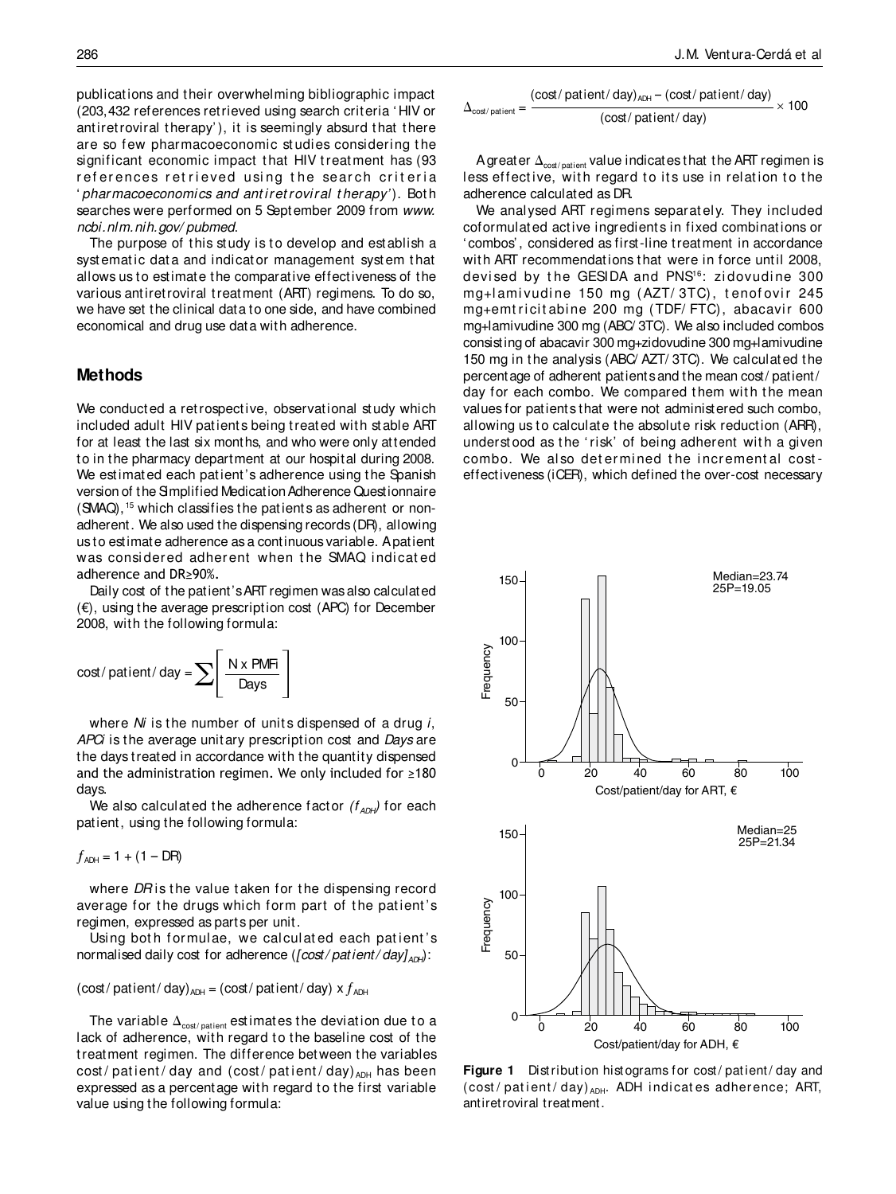publications and their overwhelming bibliographic impact (203,432 references retrieved using search criteria 'HIV or antiretroviral therapy'), it is seemingly absurd that there are so few pharmacoeconomic studies considering the significant economic impact that HIV treatment has (93 references retrieved using the search criteria '*pharmacoeconomics and antiretroviral therapy*'). Both searches were performed on 5 September 2009 from *www.ncbi.nlm.nih.gov/pubmed*.

The purpose of this study is to develop and establish a systematic data and indicator management system that allows us to estimate the comparative effectiveness of the various antiretroviral treatment (ART) regimens. To do so, we have set the clinical data to one side, and have combined economical and drug use data with adherence.

## Methods

We conducted a retrospective, observational study which included adult HIV patients being treated with stable ART for at least the last six months, and who were only attended to in the pharmacy department at our hospital during 2008. We estimated each patient's adherence using the Spanish version of the Simplified Medication Adherence Questionnaire (SMAQ),[15] which classifies the patients as adherent or non-adherent. We also used the dispensing records (DR), allowing us to estimate adherence as a continuous variable. A patient was considered adherent when the SMAQ indicated adherence and DR≥90%.

Daily cost of the patient's ART regimen was also calculated (€), using the average prescription cost (APC) for December 2008, with the following formula:

$$\text{cost/patient/day} = \sum \left[ \frac{\text{N x PMFi}}{\text{Days}} \right]$$

where *Ni* is the number of units dispensed of a drug *i*, *APCi* is the average unitary prescription cost and *Days* are the days treated in accordance with the quantity dispensed and the administration regimen. We only included for ≥180 days.

We also calculated the adherence factor ($f_{ADH}$) for each patient, using the following formula:

$$f_{ADH} = 1 + (1 - DR)$$

where *DR* is the value taken for the dispensing record average for the drugs which form part of the patient's regimen, expressed as parts per unit.

Using both formulae, we calculated each patient's normalised daily cost for adherence (*[cost/patient/day]$_{ADH}$*):

$$(\text{cost/patient/day})_{ADH} = (\text{cost/patient/day}) \times f_{ADH}$$

The variable $\Delta_{cost/patient}$ estimates the deviation due to a lack of adherence, with regard to the baseline cost of the treatment regimen. The difference between the variables cost/patient/day and (cost/patient/day)$_{ADH}$ has been expressed as a percentage with regard to the first variable value using the following formula:

$$\Delta_{cost/patient} = \frac{(\text{cost/patient/day})_{ADH} - (\text{cost/patient/day})}{(\text{cost/patient/day})} \times 100$$

A greater $\Delta_{cost/patient}$ value indicates that the ART regimen is less effective, with regard to its use in relation to the adherence calculated as DR.

We analysed ART regimens separately. They included coformulated active ingredients in fixed combinations or 'combos', considered as first-line treatment in accordance with ART recommendations that were in force until 2008, devised by the GESIDA and PNS[16]: zidovudine 300 mg+lamivudine 150 mg (AZT/3TC), tenofovir 245 mg+emtricitabine 200 mg (TDF/FTC), abacavir 600 mg+lamivudine 300 mg (ABC/3TC). We also included combos consisting of abacavir 300 mg+zidovudine 300 mg+lamivudine 150 mg in the analysis (ABC/AZT/3TC). We calculated the percentage of adherent patients and the mean cost/patient/day for each combo. We compared them with the mean values for patients that were not administered such combo, allowing us to calculate the absolute risk reduction (ARR), understood as the 'risk' of being adherent with a given combo. We also determined the incremental cost-effectiveness (iCER), which defined the over-cost necessary

**Figure 1** Distribution histograms for cost/patient/day and (cost/patient/day)$_{ADH}$. ADH indicates adherence; ART, antiretroviral treatment.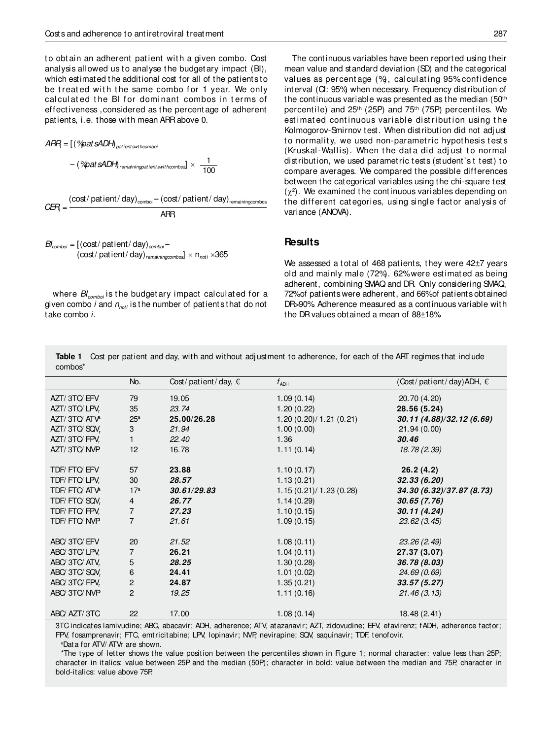to obtain an adherent patient with a given combo. Cost analysis allowed us to analyse the budgetary impact (BI), which estimated the additional cost for all of the patients to be treated with the same combo for 1 year. We only calculated the BI for dominant combos in terms of effectiveness, considered as the percentage of adherent patients, i.e. those with mean ARR above 0.

$$ARR_i = [(\%patsADH)_{patientswithcombo_i} - (\%patsADH)_{remainingpatientswithcombos}] \times \frac{1}{100}$$

$$CER_i = \frac{(\text{cost/patient/day})_{combo_i} - (\text{cost/patient/day})_{remainingcombos}}{ARR_i}$$

$$BI_{combo_i} = [(\text{cost/patient/day})_{combo_i} - (\text{cost/patient/day})_{remainingcombos}] \times n_{not_i} \times 365$$

where $BI_{combo_i}$ is the budgetary impact calculated for a given combo $i$ and $n_{not_i}$ is the number of patients that do not take combo $i$.

The continuous variables have been reported using their mean value and standard deviation (SD) and the categorical values as percentage (%), calculating 95% confidence interval (CI: 95%) when necessary. Frequency distribution of the continuous variable was presented as the median (50th percentile) and 25th (25P) and 75th (75P) percentiles. We estimated continuous variable distribution using the Kolmogorov-Smirnov test. When distribution did not adjust to normality, we used non-parametric hypothesis tests (Kruskal-Wallis). When the data did adjust to normal distribution, we used parametric tests (student's t test) to compare averages. We compared the possible differences between the categorical variables using the chi-square test ($\chi^2$). We examined the continuous variables depending on the different categories, using single factor analysis of variance (ANOVA).

## Results

We assessed a total of 468 patients, they were 42±7 years old and mainly male (72%). 62% were estimated as being adherent, combining SMAQ and DR. Only considering SMAQ, 72% of patients were adherent, and 66% of patients obtained DR>90%. Adherence measured as a continuous variable with the DR values obtained a mean of 88±18%.

**Table 1** Cost per patient and day, with and without adjustment to adherence, for each of the ART regimes that include combos*

| | No. | Cost/patient/day, € | $f_{ADH}$ | (Cost/patient/day)ADH, € |
|---|---|---|---|---|
| AZT/3TC/EFV | 79 | 19.05 | 1.09 (0.14) | 20.70 (4.20) |
| AZT/3TC/LPV$_r$ | 35 | *23.74* | 1.20 (0.22) | **28.56 (5.24)** |
| AZT/3TC/ATV[a] | 25[a] | **25.00/26.28** | 1.20 (0.20)/1.21 (0.21) | ***30.11 (4.88)/32.12 (6.69)*** |
| AZT/3TC/SQV$_r$ | 3 | *21.94* | 1.00 (0.00) | 21.94 (0.00) |
| AZT/3TC/FPV$_r$ | 1 | *22.40* | 1.36 | ***30.46*** |
| AZT/3TC/NVP | 12 | 16.78 | 1.11 (0.14) | *18.78 (2.39)* |
| | | | | |
| TDF/FTC/EFV | 57 | **23.88** | 1.10 (0.17) | **26.2 (4.2)** |
| TDF/FTC/LPV$_r$ | 30 | ***28.57*** | 1.13 (0.21) | ***32.33 (6.20)*** |
| TDF/FTC/ATV[a] | 17[a] | ***30.61/29.83*** | 1.15 (0.21)/1.23 (0.28) | ***34.30 (6.32)/37.87 (8.73)*** |
| TDF/FTC/SQV$_r$ | 4 | ***26.77*** | 1.14 (0.29) | ***30.65 (7.76)*** |
| TDF/FTC/FPV$_r$ | 7 | ***27.23*** | 1.10 (0.15) | ***30.11 (4.24)*** |
| TDF/FTC/NVP | 7 | *21.61* | 1.09 (0.15) | *23.62 (3.45)* |
| | | | | |
| ABC/3TC/EFV | 20 | *21.52* | 1.08 (0.11) | *23.26 (2.49)* |
| ABC/3TC/LPV$_r$ | 7 | **26.21** | 1.04 (0.11) | **27.37 (3.07)** |
| ABC/3TC/ATV$_r$ | 5 | ***28.25*** | 1.30 (0.28) | ***36.78 (8.03)*** |
| ABC/3TC/SQV$_r$ | 6 | **24.41** | 1.01 (0.02) | *24.69 (0.69)* |
| ABC/3TC/FPV$_r$ | 2 | **24.87** | 1.35 (0.21) | ***33.57 (5.27)*** |
| ABC/3TC/NVP | 2 | *19.25* | 1.11 (0.16) | *21.46 (3.13)* |
| | | | | |
| ABC/AZT/3TC | 22 | 17.00 | 1.08 (0.14) | 18.48 (2.41) |

3TC indicates lamivudine; ABC, abacavir; ADH, adherence; ATV, atazanavir; AZT, zidovudine; EFV, efavirenz; fADH, adherence factor; FPV, fosamprenavir; FTC, emtricitabine; LPV, lopinavir; NVP, nevirapine; SQV, saquinavir; TDF, tenofovir.

[a]Data for ATV/ATVr are shown.

*The type of letter shows the value position between the percentiles shown in Figure 1; normal character: value less than 25P; character in italics: value between 25P and the median (50P); character in bold: value between the median and 75P, character in bold-italics: value above 75P.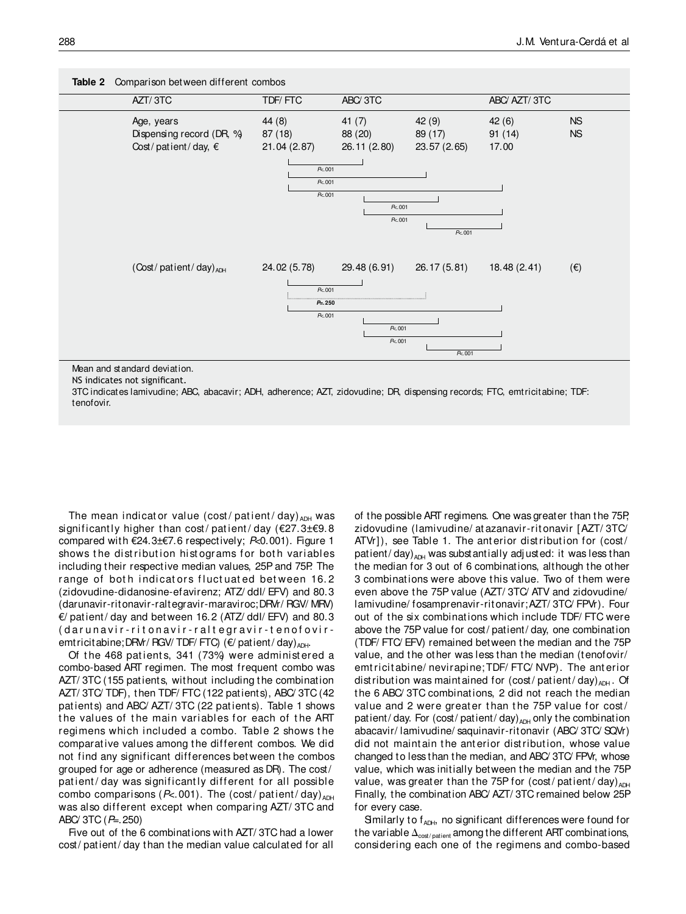**Table 2** Comparison between different combos

| | AZT/3TC | TDF/FTC | ABC/3TC | ABC/AZT/3TC | |
|---|---|---|---|---|---|
| Age, years | 44 (8) | 41 (7) | 42 (9) | 42 (6) | NS |
| Dispensing record (DR, %) | 87 (18) | 88 (20) | 89 (17) | 91 (14) | NS |
| Cost/patient/day, € | 21.04 (2.87) | 26.11 (2.80) | 23.57 (2.65) | 17.00 | |
| | AZT/3TC vs TDF/FTC: $P<.001$; AZT/3TC vs ABC/3TC: $P<.001$; AZT/3TC vs ABC/AZT/3TC: $P<.001$; TDF/FTC vs ABC/3TC: $P<.001$; TDF/FTC vs ABC/AZT/3TC: $P<.001$; ABC/3TC vs ABC/AZT/3TC: $P<.001$ | | | | |
| $(\text{Cost/patient/day})_{ADH}$ | 24.02 (5.78) | 29.48 (6.91) | 26.17 (5.81) | 18.48 (2.41) | (€) |
| | AZT/3TC vs TDF/FTC: $P<.001$; AZT/3TC vs ABC/3TC: $P=.250$; AZT/3TC vs ABC/AZT/3TC: $P<.001$; TDF/FTC vs ABC/3TC: $P<.001$; TDF/FTC vs ABC/AZT/3TC: $P<.001$; ABC/3TC vs ABC/AZT/3TC: $P<.001$ | | | | |

Mean and standard deviation.
NS indicates not significant.
3TC indicates lamivudine; ABC, abacavir; ADH, adherence; AZT, zidovudine; DR, dispensing records; FTC, emtricitabine; TDF: tenofovir.

The mean indicator value $(\text{cost/patient/day})_{ADH}$ was significantly higher than cost/patient/day (€27.3±€9.8 compared with €24.3±€7.6 respectively; $P<0.001$). Figure 1 shows the distribution histograms for both variables including their respective median values, 25P and 75P. The range of both indicators fluctuated between 16.2 (zidovudine-didanosine-efavirenz; ATZ/ddI/EFV) and 80.3 (darunavir-ritonavir-raltegravir-maraviroc; DRVr/RGV/MRV) €/patient/day and between 16.2 (ATZ/ddI/EFV) and 80.3 (darunavir-ritonavir-raltegravir-tenofovir-emtricitabine; DRVr/RGV/TDF/FTC) $(\text{€/patient/day})_{ADH}$.

Of the 468 patients, 341 (73%) were administered a combo-based ART regimen. The most frequent combo was AZT/3TC (155 patients, without including the combination AZT/3TC/TDF), then TDF/FTC (122 patients), ABC/3TC (42 patients) and ABC/AZT/3TC (22 patients). Table 1 shows the values of the main variables for each of the ART regimens which included a combo. Table 2 shows the comparative values among the different combos. We did not find any significant differences between the combos grouped for age or adherence (measured as DR). The cost/patient/day was significantly different for all possible combo comparisons ($P<.001$). The $(\text{cost/patient/day})_{ADH}$ was also different except when comparing AZT/3TC and ABC/3TC ($P=.250$)

Five out of the 6 combinations with AZT/3TC had a lower cost/patient/day than the median value calculated for all of the possible ART regimens. One was greater than the 75P, zidovudine (lamivudine/atazanavir-ritonavir [AZT/3TC/ATVr]), see Table 1. The anterior distribution for $(\text{cost/patient/day})_{ADH}$ was substantially adjusted: it was less than the median for 3 out of 6 combinations, although the other 3 combinations were above this value. Two of them were even above the 75P value (AZT/3TC/ATV and zidovudine/lamivudine/fosamprenavir-ritonavir; AZT/3TC/FPVr). Four out of the six combinations which include TDF/FTC were above the 75P value for cost/patient/day, one combination (TDF/FTC/EFV) remained between the median and the 75P value, and the other was less than the median (tenofovir/emtricitabine/nevirapine; TDF/FTC/NVP). The anterior distribution was maintained for $(\text{cost/patient/day})_{ADH}$. Of the 6 ABC/3TC combinations, 2 did not reach the median value and 2 were greater than the 75P value for cost/patient/day. For $(\text{cost/patient/day})_{ADH}$ only the combination abacavir/lamivudine/saquinavir-ritonavir (ABC/3TC/SQVr) did not maintain the anterior distribution, whose value changed to less than the median, and ABC/3TC/FPVr, whose value, which was initially between the median and the 75P value, was greater than the 75P for $(\text{cost/patient/day})_{ADH}$ Finally, the combination ABC/AZT/3TC remained below 25P for every case.

Similarly to $f_{ADH}$, no significant differences were found for the variable $\Delta_{cost/patient}$ among the different ART combinations, considering each one of the regimens and combo-based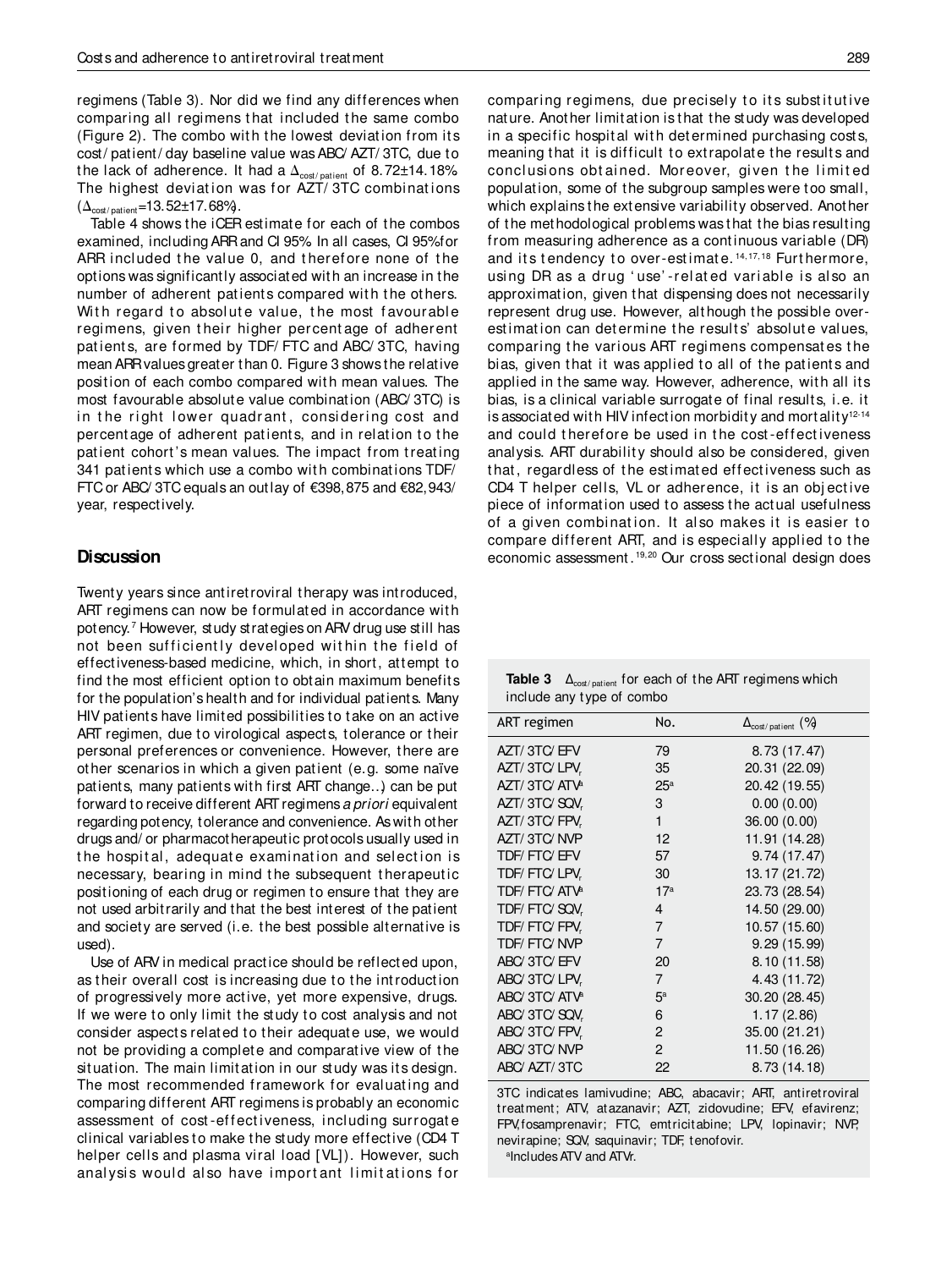regimens (Table 3). Nor did we find any differences when comparing all regimens that included the same combo (Figure 2). The combo with the lowest deviation from its cost/patient/day baseline value was ABC/AZT/3TC, due to the lack of adherence. It had a $\Delta_{cost/patient}$ of 8.72±14.18%. The highest deviation was for AZT/3TC combinations ($\Delta_{cost/patient}$=13.52±17.68%).

Table 4 shows the iCER estimate for each of the combos examined, including ARR and CI 95%. In all cases, CI 95% for ARR included the value 0, and therefore none of the options was significantly associated with an increase in the number of adherent patients compared with the others. With regard to absolute value, the most favourable regimens, given their higher percentage of adherent patients, are formed by TDF/FTC and ABC/3TC, having mean ARR values greater than 0. Figure 3 shows the relative position of each combo compared with mean values. The most favourable absolute value combination (ABC/3TC) is in the right lower quadrant, considering cost and percentage of adherent patients, and in relation to the patient cohort's mean values. The impact from treating 341 patients which use a combo with combinations TDF/FTC or ABC/3TC equals an outlay of €398,875 and €82,943/year, respectively.

## Discussion

Twenty years since antiretroviral therapy was introduced, ART regimens can now be formulated in accordance with potency.[7] However, study strategies on ARV drug use still has not been sufficiently developed within the field of effectiveness-based medicine, which, in short, attempt to find the most efficient option to obtain maximum benefits for the population's health and for individual patients. Many HIV patients have limited possibilities to take on an active ART regimen, due to virological aspects, tolerance or their personal preferences or convenience. However, there are other scenarios in which a given patient (e.g. some naïve patients, many patients with first ART change...) can be put forward to receive different ART regimens *a priori* equivalent regarding potency, tolerance and convenience. As with other drugs and/or pharmacotherapeutic protocols usually used in the hospital, adequate examination and selection is necessary, bearing in mind the subsequent therapeutic positioning of each drug or regimen to ensure that they are not used arbitrarily and that the best interest of the patient and society are served (i.e. the best possible alternative is used).

Use of ARV in medical practice should be reflected upon, as their overall cost is increasing due to the introduction of progressively more active, yet more expensive, drugs. If we were to only limit the study to cost analysis and not consider aspects related to their adequate use, we would not be providing a complete and comparative view of the situation. The main limitation in our study was its design. The most recommended framework for evaluating and comparing different ART regimens is probably an economic assessment of cost-effectiveness, including surrogate clinical variables to make the study more effective (CD4 T helper cells and plasma viral load [VL]). However, such analysis would also have important limitations for comparing regimens, due precisely to its substitutive nature. Another limitation is that the study was developed in a specific hospital with determined purchasing costs, meaning that it is difficult to extrapolate the results and conclusions obtained. Moreover, given the limited population, some of the subgroup samples were too small, which explains the extensive variability observed. Another of the methodological problems was that the bias resulting from measuring adherence as a continuous variable (DR) and its tendency to over-estimate.[14,17,18] Furthermore, using DR as a drug 'use'-related variable is also an approximation, given that dispensing does not necessarily represent drug use. However, although the possible over-estimation can determine the results' absolute values, comparing the various ART regimens compensates the bias, given that it was applied to all of the patients and applied in the same way. However, adherence, with all its bias, is a clinical variable surrogate of final results, i.e. it is associated with HIV infection morbidity and mortality[12-14] and could therefore be used in the cost-effectiveness analysis. ART durability should also be considered, given that, regardless of the estimated effectiveness such as CD4 T helper cells, VL or adherence, it is an objective piece of information used to assess the actual usefulness of a given combination. It also makes it is easier to compare different ART, and is especially applied to the economic assessment.[19,20] Our cross sectional design does

**Table 3** $\Delta_{cost/patient}$ for each of the ART regimens which include any type of combo

| ART regimen | No. | $\Delta_{cost/patient}$ (%) |
|---|---|---|
| AZT/3TC/EFV | 79 | 8.73 (17.47) |
| AZT/3TC/LPV$_r$ | 35 | 20.31 (22.09) |
| AZT/3TC/ATV[a] | 25[a] | 20.42 (19.55) |
| AZT/3TC/SQV$_r$ | 3 | 0.00 (0.00) |
| AZT/3TC/FPV$_r$ | 1 | 36.00 (0.00) |
| AZT/3TC/NVP | 12 | 11.91 (14.28) |
| TDF/FTC/EFV | 57 | 9.74 (17.47) |
| TDF/FTC/LPV$_r$ | 30 | 13.17 (21.72) |
| TDF/FTC/ATV[a] | 17[a] | 23.73 (28.54) |
| TDF/FTC/SQV$_r$ | 4 | 14.50 (29.00) |
| TDF/FTC/FPV$_r$ | 7 | 10.57 (15.60) |
| TDF/FTC/NVP | 7 | 9.29 (15.99) |
| ABC/3TC/EFV | 20 | 8.10 (11.58) |
| ABC/3TC/LPV$_r$ | 7 | 4.43 (11.72) |
| ABC/3TC/ATV[a] | 5[a] | 30.20 (28.45) |
| ABC/3TC/SQV$_r$ | 6 | 1.17 (2.86) |
| ABC/3TC/FPV$_r$ | 2 | 35.00 (21.21) |
| ABC/3TC/NVP | 2 | 11.50 (16.26) |
| ABC/AZT/3TC | 22 | 8.73 (14.18) |

3TC indicates lamivudine; ABC, abacavir; ART, antiretroviral treatment; ATV, atazanavir; AZT, zidovudine; EFV, efavirenz; FPV, fosamprenavir; FTC, emtricitabine; LPV, lopinavir; NVP, nevirapine; SQV, saquinavir; TDF, tenofovir.
[a]Includes ATV and ATVr.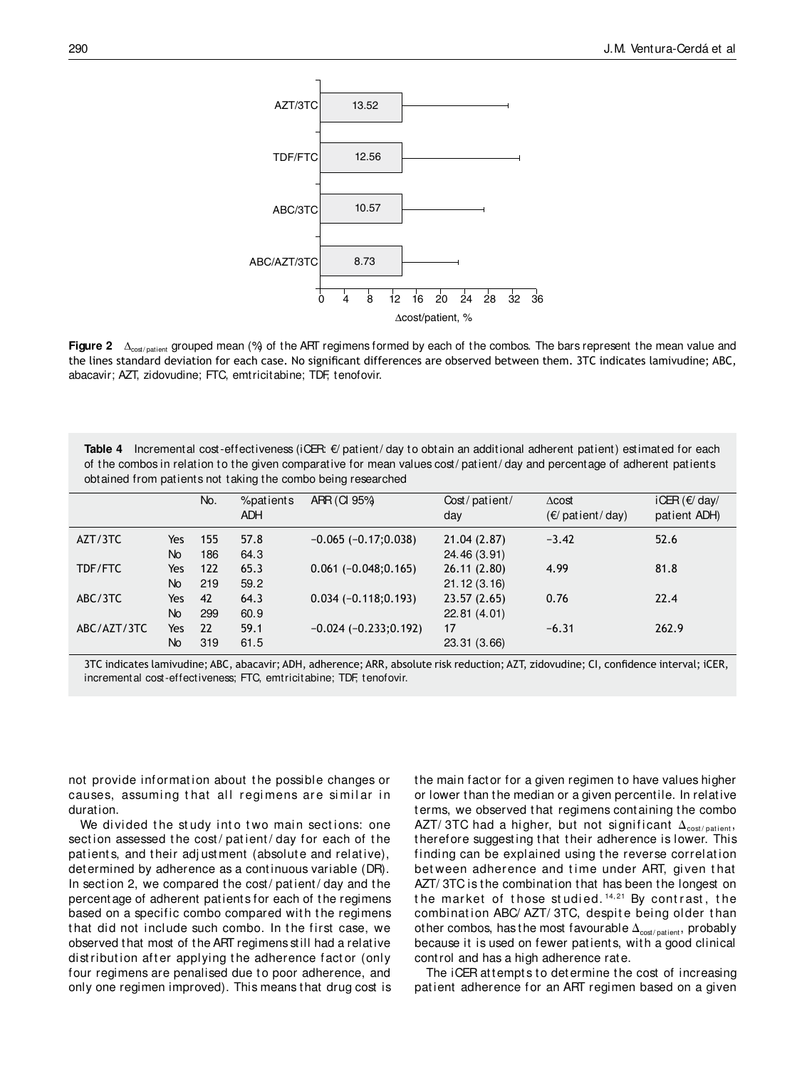AZT/3TC 13.52

TDF/FTC 12.56

ABC/3TC 10.57

ABC/AZT/3TC 8.73

0 4 8 12 16 20 24 28 32 36

Δcost/patient, %

**Figure 2** $\Delta_{cost/patient}$ grouped mean (%) of the ART regimens formed by each of the combos. The bars represent the mean value and the lines standard deviation for each case. No significant differences are observed between them. 3TC indicates lamivudine; ABC, abacavir; AZT, zidovudine; FTC, emtricitabine; TDF, tenofovir.

**Table 4** Incremental cost-effectiveness (iCER: €/patient/day to obtain an additional adherent patient) estimated for each of the combos in relation to the given comparative for mean values cost/patient/day and percentage of adherent patients obtained from patients not taking the combo being researched

| | | No. | %patients ADH | ARR (CI 95%) | Cost/patient/day | Δcost (€/patient/day) | iCER (€/day/patient ADH) |
|---|---|---|---|---|---|---|---|
| AZT/3TC | Yes | 155 | 57.8 | −0.065 (−0.17;0.038) | 21.04 (2.87) | −3.42 | 52.6 |
| | No | 186 | 64.3 | | 24.46 (3.91) | | |
| TDF/FTC | Yes | 122 | 65.3 | 0.061 (−0.048;0.165) | 26.11 (2.80) | 4.99 | 81.8 |
| | No | 219 | 59.2 | | 21.12 (3.16) | | |
| ABC/3TC | Yes | 42 | 64.3 | 0.034 (−0.118;0.193) | 23.57 (2.65) | 0.76 | 22.4 |
| | No | 299 | 60.9 | | 22.81 (4.01) | | |
| ABC/AZT/3TC | Yes | 22 | 59.1 | −0.024 (−0.233;0.192) | 17 | −6.31 | 262.9 |
| | No | 319 | 61.5 | | 23.31 (3.66) | | |

3TC indicates lamivudine; ABC, abacavir; ADH, adherence; ARR, absolute risk reduction; AZT, zidovudine; CI, confidence interval; iCER, incremental cost-effectiveness; FTC, emtricitabine; TDF, tenofovir.

not provide information about the possible changes or causes, assuming that all regimens are similar in duration.

We divided the study into two main sections: one section assessed the cost/patient/day for each of the patients, and their adjustment (absolute and relative), determined by adherence as a continuous variable (DR). In section 2, we compared the cost/patient/day and the percentage of adherent patients for each of the regimens based on a specific combo compared with the regimens that did not include such combo. In the first case, we observed that most of the ART regimens still had a relative distribution after applying the adherence factor (only four regimens are penalised due to poor adherence, and only one regimen improved). This means that drug cost is the main factor for a given regimen to have values higher or lower than the median or a given percentile. In relative terms, we observed that regimens containing the combo AZT/3TC had a higher, but not significant $\Delta_{cost/patient}$, therefore suggesting that their adherence is lower. This finding can be explained using the reverse correlation between adherence and time under ART, given that AZT/3TC is the combination that has been the longest on the market of those studied.[14,21] By contrast, the combination ABC/AZT/3TC, despite being older than other combos, has the most favourable $\Delta_{cost/patient}$, probably because it is used on fewer patients, with a good clinical control and has a high adherence rate.

The iCER attempts to determine the cost of increasing patient adherence for an ART regimen based on a given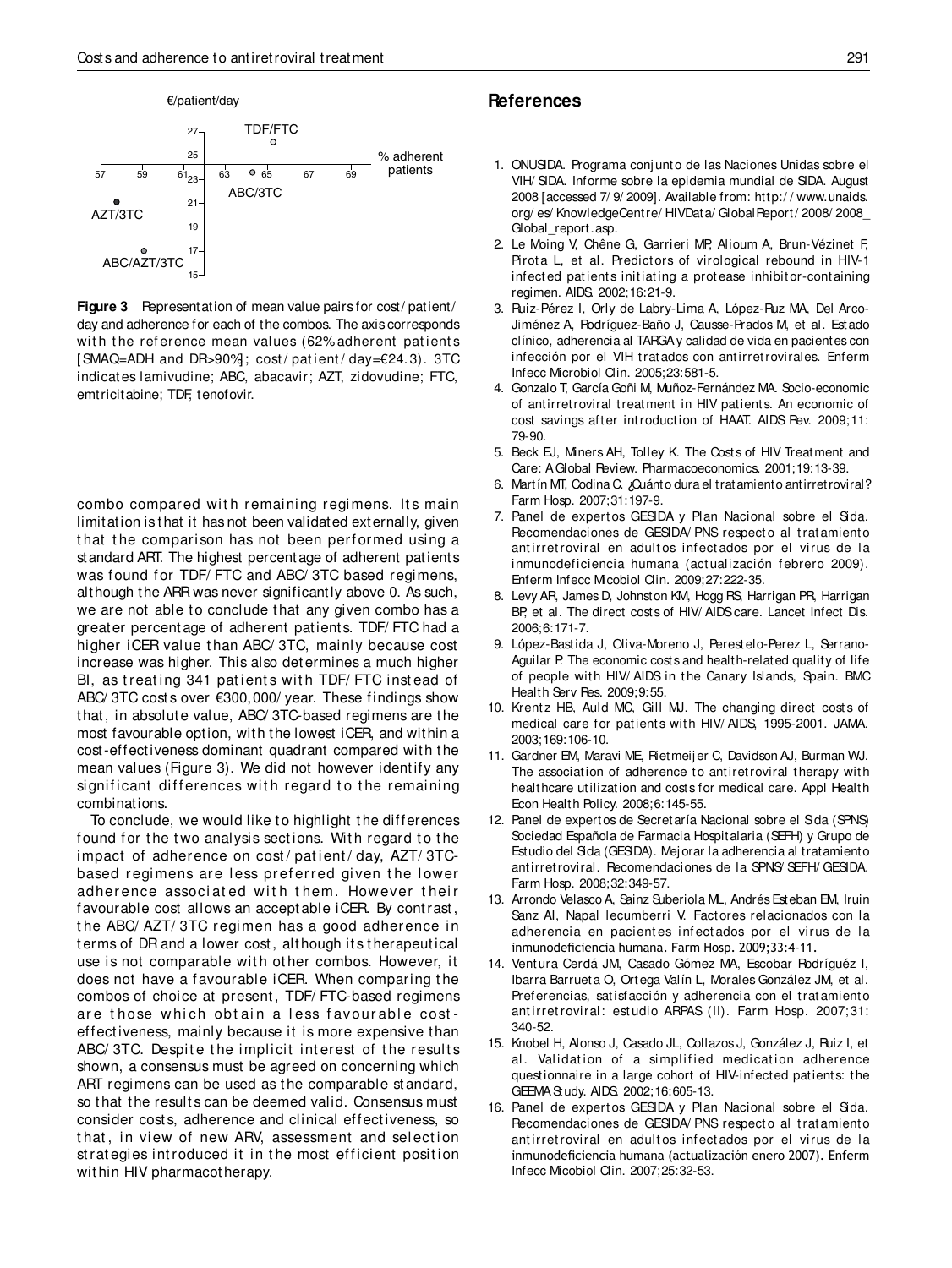**Figure 3** Representation of mean value pairs for cost/patient/day and adherence for each of the combos. The axis corresponds with the reference mean values (62% adherent patients [SMAQ=ADH and DR>90%]; cost/patient/day=€24.3). 3TC indicates lamivudine; ABC, abacavir; AZT, zidovudine; FTC, emtricitabine; TDF, tenofovir.

combo compared with remaining regimens. Its main limitation is that it has not been validated externally, given that the comparison has not been performed using a standard ART. The highest percentage of adherent patients was found for TDF/FTC and ABC/3TC based regimens, although the ARR was never significantly above 0. As such, we are not able to conclude that any given combo has a greater percentage of adherent patients. TDF/FTC had a higher iCER value than ABC/3TC, mainly because cost increase was higher. This also determines a much higher BI, as treating 341 patients with TDF/FTC instead of ABC/3TC costs over €300,000/year. These findings show that, in absolute value, ABC/3TC-based regimens are the most favourable option, with the lowest iCER, and within a cost-effectiveness dominant quadrant compared with the mean values (Figure 3). We did not however identify any significant differences with regard to the remaining combinations.

To conclude, we would like to highlight the differences found for the two analysis sections. With regard to the impact of adherence on cost/patient/day, AZT/3TC-based regimens are less preferred given the lower adherence associated with them. However their favourable cost allows an acceptable iCER. By contrast, the ABC/AZT/3TC regimen has a good adherence in terms of DR and a lower cost, although its therapeutical use is not comparable with other combos. However, it does not have a favourable iCER. When comparing the combos of choice at present, TDF/FTC-based regimens are those which obtain a less favourable cost-effectiveness, mainly because it is more expensive than ABC/3TC. Despite the implicit interest of the results shown, a consensus must be agreed on concerning which ART regimens can be used as the comparable standard, so that the results can be deemed valid. Consensus must consider costs, adherence and clinical effectiveness, so that, in view of new ARV, assessment and selection strategies introduced it in the most efficient position within HIV pharmacotherapy.

## References

1. ONUSIDA. Programa conjunto de las Naciones Unidas sobre el VIH/SIDA. Informe sobre la epidemia mundial de SIDA. August 2008 [accessed 7/9/2009]. Available from: http://www.unaids.org/es/KnowledgeCentre/HIVData/GlobalReport/2008/2008_Global_report.asp.
2. Le Moing V, Chêne G, Garrieri MP, Alioum A, Brun-Vézinet F, Pirota L, et al. Predictors of virological rebound in HIV-1 infected patients initiating a protease inhibitor-containing regimen. AIDS. 2002;16:21-9.
3. Ruiz-Pérez I, Orly de Labry-Lima A, López-Ruz MA, Del Arco-Jiménez A, Rodríguez-Baño J, Causse-Prados M, et al. Estado clínico, adherencia al TARGA y calidad de vida en pacientes con infección por el VIH tratados con antirretrovirales. Enferm Infecc Microbiol Clin. 2005;23:581-5.
4. Gonzalo T, García Goñi M, Muñoz-Fernández MA. Socio-economic of antirretroviral treatment in HIV patients. An economic of cost savings after introduction of HAAT. AIDS Rev. 2009;11:79-90.
5. Beck EJ, Miners AH, Tolley K. The Costs of HIV Treatment and Care: A Global Review. Pharmacoeconomics. 2001;19:13-39.
6. Martín MT, Codina C. ¿Cuánto dura el tratamiento antirretroviral? Farm Hosp. 2007;31:197-9.
7. Panel de expertos GESIDA y Plan Nacional sobre el Sida. Recomendaciones de GESIDA/PNS respecto al tratamiento antirretroviral en adultos infectados por el virus de la inmunodeficiencia humana (actualización febrero 2009). Enferm Infecc Micobiol Clin. 2009;27:222-35.
8. Levy AR, James D, Johnston KM, Hogg RS, Harrigan PR, Harrigan BP, et al. The direct costs of HIV/AIDS care. Lancet Infect Dis. 2006;6:171-7.
9. López-Bastida J, Oliva-Moreno J, Perestelo-Perez L, Serrano-Aguilar P. The economic costs and health-related quality of life of people with HIV/AIDS in the Canary Islands, Spain. BMC Health Serv Res. 2009;9:55.
10. Krentz HB, Auld MC, Gill MJ. The changing direct costs of medical care for patients with HIV/AIDS, 1995-2001. JAMA. 2003;169:106-10.
11. Gardner EM, Maravi ME, Rietmeijer C, Davidson AJ, Burman WJ. The association of adherence to antiretroviral therapy with healthcare utilization and costs for medical care. Appl Health Econ Health Policy. 2008;6:145-55.
12. Panel de expertos de Secretaría Nacional sobre el Sida (SPNS) Sociedad Española de Farmacia Hospitalaria (SEFH) y Grupo de Estudio del Sida (GESIDA). Mejorar la adherencia al tratamiento antirretroviral. Recomendaciones de la SPNS/SEFH/GESIDA. Farm Hosp. 2008;32:349-57.
13. Arrondo Velasco A, Sainz Suberiola ML, Andrés Esteban EM, Iruin Sanz AI, Napal lecumberri V. Factores relacionados con la adherencia en pacientes infectados por el virus de la inmunodeficiencia humana. Farm Hosp. 2009;33:4-11.
14. Ventura Cerdá JM, Casado Gómez MA, Escobar Rodríguez I, Ibarra Barrueta O, Ortega Valín L, Morales González JM, et al. Preferencias, satisfacción y adherencia con el tratamiento antirretroviral: estudio ARPAS (II). Farm Hosp. 2007;31:340-52.
15. Knobel H, Alonso J, Casado JL, Collazos J, González J, Ruiz I, et al. Validation of a simplified medication adherence questionnaire in a large cohort of HIV-infected patients: the GEEMA Study. AIDS. 2002;16:605-13.
16. Panel de expertos GESIDA y Plan Nacional sobre el Sida. Recomendaciones de GESIDA/PNS respecto al tratamiento antirretroviral en adultos infectados por el virus de la inmunodeficiencia humana (actualización enero 2007). Enferm Infecc Micobiol Clin. 2007;25:32-53.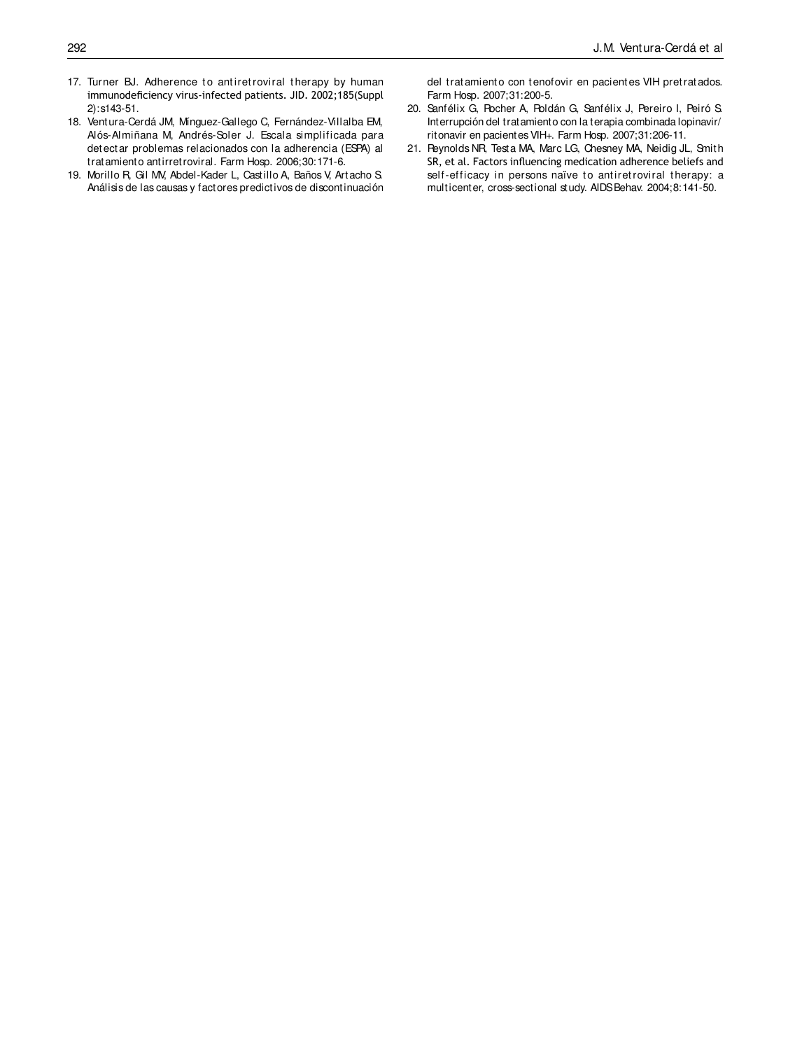17. Turner BJ. Adherence to antiretroviral therapy by human immunodeficiency virus-infected patients. JID. 2002;185(Suppl 2):s143-51.
18. Ventura-Cerdá JM, Mínguez-Gallego C, Fernández-Villalba EM, Alós-Almiñana M, Andrés-Soler J. Escala simplificada para detectar problemas relacionados con la adherencia (ESPA) al tratamiento antirretroviral. Farm Hosp. 2006;30:171-6.
19. Morillo R, Gil MV, Abdel-Kader L, Castillo A, Baños V, Artacho S. Análisis de las causas y factores predictivos de discontinuación del tratamiento con tenofovir en pacientes VIH pretratados. Farm Hosp. 2007;31:200-5.
20. Sanfélix G, Rocher A, Roldán G, Sanfélix J, Pereiro I, Peiró S. Interrupción del tratamiento con la terapia combinada lopinavir/ritonavir en pacientes VIH+. Farm Hosp. 2007;31:206-11.
21. Reynolds NR, Testa MA, Marc LG, Chesney MA, Neidig JL, Smith SR, et al. Factors influencing medication adherence beliefs and self-efficacy in persons naïve to antiretroviral therapy: a multicenter, cross-sectional study. AIDS Behav. 2004;8:141-50.